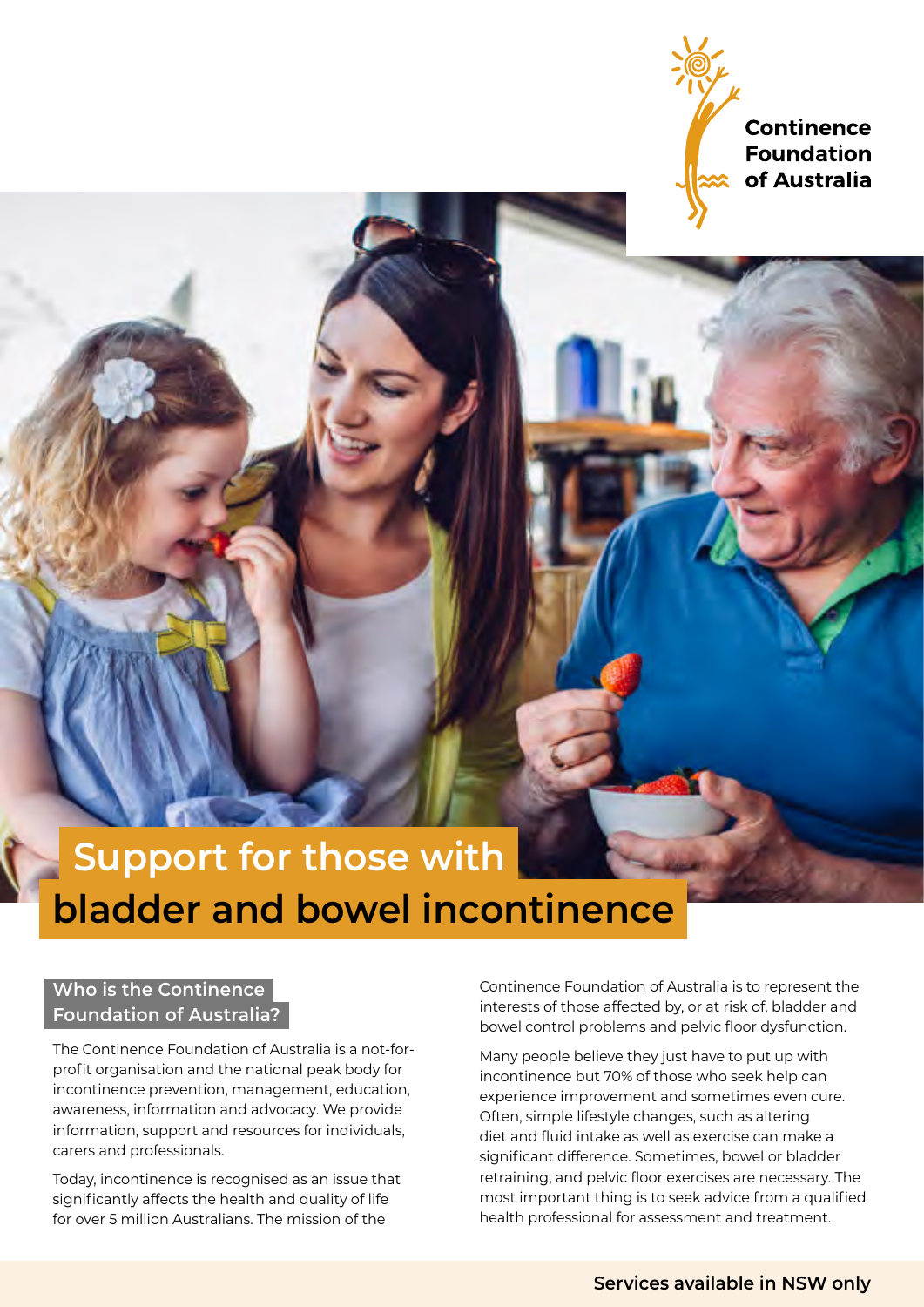Continence Foundation of Australia

# Support for those with bladder and bowel incontinence

## Who is the Continence Foundation of Australia?

The Continence Foundation of Australia is a not-for-profit organisation and the national peak body for incontinence prevention, management, education, awareness, information and advocacy. We provide information, support and resources for individuals, carers and professionals.

Today, incontinence is recognised as an issue that significantly affects the health and quality of life for over 5 million Australians. The mission of the Continence Foundation of Australia is to represent the interests of those affected by, or at risk of, bladder and bowel control problems and pelvic floor dysfunction.

Many people believe they just have to put up with incontinence but 70% of those who seek help can experience improvement and sometimes even cure. Often, simple lifestyle changes, such as altering diet and fluid intake as well as exercise can make a significant difference. Sometimes, bowel or bladder retraining, and pelvic floor exercises are necessary. The most important thing is to seek advice from a qualified health professional for assessment and treatment.

**Services available in NSW only**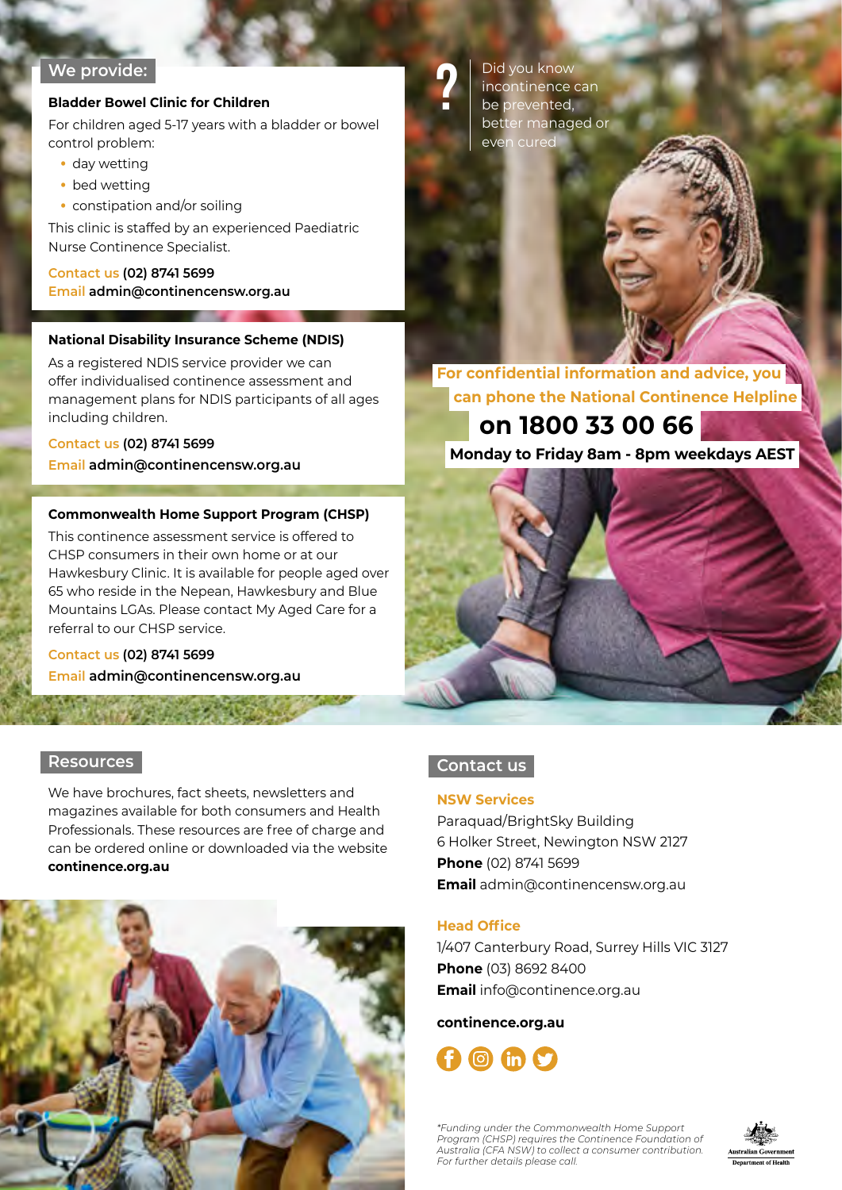## We provide:

### Bladder Bowel Clinic for Children

For children aged 5-17 years with a bladder or bowel control problem:

- day wetting
- bed wetting
- constipation and/or soiling

This clinic is staffed by an experienced Paediatric Nurse Continence Specialist.

Contact us **(02) 8741 5699**
Email **admin@continencensw.org.au**

### National Disability Insurance Scheme (NDIS)

As a registered NDIS service provider we can offer individualised continence assessment and management plans for NDIS participants of all ages including children.

Contact us **(02) 8741 5699**
Email **admin@continencensw.org.au**

### Commonwealth Home Support Program (CHSP)

This continence assessment service is offered to CHSP consumers in their own home or at our Hawkesbury Clinic. It is available for people aged over 65 who reside in the Nepean, Hawkesbury and Blue Mountains LGAs. Please contact My Aged Care for a referral to our CHSP service.

Contact us **(02) 8741 5699**
Email **admin@continencensw.org.au**

Did you know incontinence can be prevented, better managed or even cured

**For confidential information and advice, you can phone the National Continence Helpline**

# on 1800 33 00 66

**Monday to Friday 8am - 8pm weekdays AEST**

## Resources

We have brochures, fact sheets, newsletters and magazines available for both consumers and Health Professionals. These resources are free of charge and can be ordered online or downloaded via the website **continence.org.au**

## Contact us

### NSW Services

Paraquad/BrightSky Building
6 Holker Street, Newington NSW 2127
**Phone** (02) 8741 5699
**Email** admin@continencensw.org.au

### Head Office

1/407 Canterbury Road, Surrey Hills VIC 3127
**Phone** (03) 8692 8400
**Email** info@continence.org.au

**continence.org.au**

*\*Funding under the Commonwealth Home Support Program (CHSP) requires the Continence Foundation of Australia (CFA NSW) to collect a consumer contribution. For further details please call.*

Australian Government
Department of Health